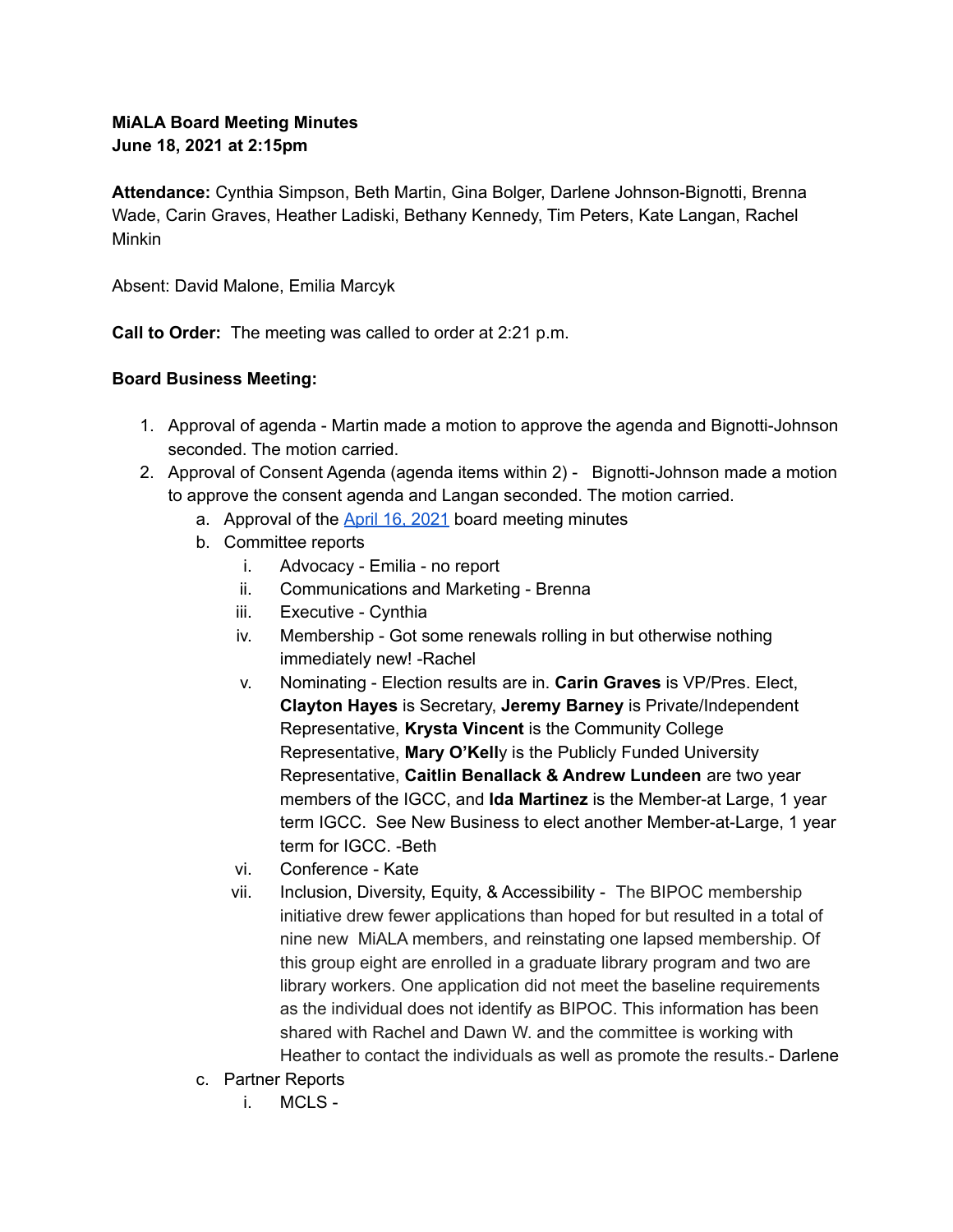**MiALA Board Meeting Minutes**
**June 18, 2021 at 2:15pm**

**Attendance:** Cynthia Simpson, Beth Martin, Gina Bolger, Darlene Johnson-Bignotti, Brenna Wade, Carin Graves, Heather Ladiski, Bethany Kennedy, Tim Peters, Kate Langan, Rachel Minkin

Absent: David Malone, Emilia Marcyk

**Call to Order:** The meeting was called to order at 2:21 p.m.

**Board Business Meeting:**

1. Approval of agenda - Martin made a motion to approve the agenda and Bignotti-Johnson seconded. The motion carried.
2. Approval of Consent Agenda (agenda items within 2) - Bignotti-Johnson made a motion to approve the consent agenda and Langan seconded. The motion carried.
    a. Approval of the [April 16, 2021]() board meeting minutes
    b. Committee reports
        i. Advocacy - Emilia - no report
        ii. Communications and Marketing - Brenna
        iii. Executive - Cynthia
        iv. Membership - Got some renewals rolling in but otherwise nothing immediately new! -Rachel
        v. Nominating - Election results are in. **Carin Graves** is VP/Pres. Elect, **Clayton Hayes** is Secretary, **Jeremy Barney** is Private/Independent Representative, **Krysta Vincent** is the Community College Representative, **Mary O'Kell**y is the Publicly Funded University Representative, **Caitlin Benallack & Andrew Lundeen** are two year members of the IGCC, and **Ida Martinez** is the Member-at Large, 1 year term IGCC. See New Business to elect another Member-at-Large, 1 year term for IGCC. -Beth
        vi. Conference - Kate
        vii. Inclusion, Diversity, Equity, & Accessibility - The BIPOC membership initiative drew fewer applications than hoped for but resulted in a total of nine new MiALA members, and reinstating one lapsed membership. Of this group eight are enrolled in a graduate library program and two are library workers. One application did not meet the baseline requirements as the individual does not identify as BIPOC. This information has been shared with Rachel and Dawn W. and the committee is working with Heather to contact the individuals as well as promote the results.- Darlene
    c. Partner Reports
        i. MCLS -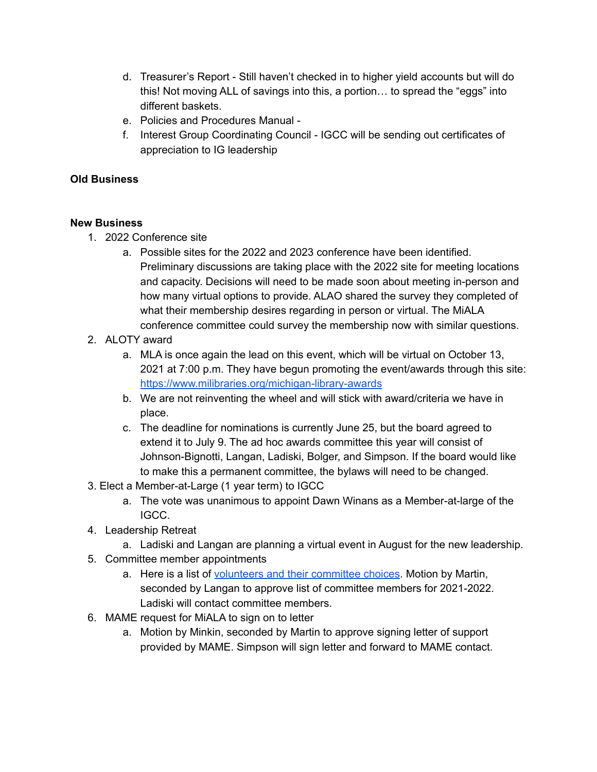d. Treasurer's Report - Still haven't checked in to higher yield accounts but will do this! Not moving ALL of savings into this, a portion… to spread the "eggs" into different baskets.

e. Policies and Procedures Manual -

f. Interest Group Coordinating Council - IGCC will be sending out certificates of appreciation to IG leadership

**Old Business**

**New Business**

1. 2022 Conference site
   a. Possible sites for the 2022 and 2023 conference have been identified. Preliminary discussions are taking place with the 2022 site for meeting locations and capacity. Decisions will need to be made soon about meeting in-person and how many virtual options to provide. ALAO shared the survey they completed of what their membership desires regarding in person or virtual. The MiALA conference committee could survey the membership now with similar questions.
2. ALOTY award
   a. MLA is once again the lead on this event, which will be virtual on October 13, 2021 at 7:00 p.m. They have begun promoting the event/awards through this site: [https://www.milibraries.org/michigan-library-awards](https://www.milibraries.org/michigan-library-awards)
   b. We are not reinventing the wheel and will stick with award/criteria we have in place.
   c. The deadline for nominations is currently June 25, but the board agreed to extend it to July 9. The ad hoc awards committee this year will consist of Johnson-Bignotti, Langan, Ladiski, Bolger, and Simpson. If the board would like to make this a permanent committee, the bylaws will need to be changed.
3. Elect a Member-at-Large (1 year term) to IGCC
   a. The vote was unanimous to appoint Dawn Winans as a Member-at-large of the IGCC.
4. Leadership Retreat
   a. Ladiski and Langan are planning a virtual event in August for the new leadership.
5. Committee member appointments
   a. Here is a list of volunteers and their committee choices. Motion by Martin, seconded by Langan to approve list of committee members for 2021-2022. Ladiski will contact committee members.
6. MAME request for MiALA to sign on to letter
   a. Motion by Minkin, seconded by Martin to approve signing letter of support provided by MAME. Simpson will sign letter and forward to MAME contact.